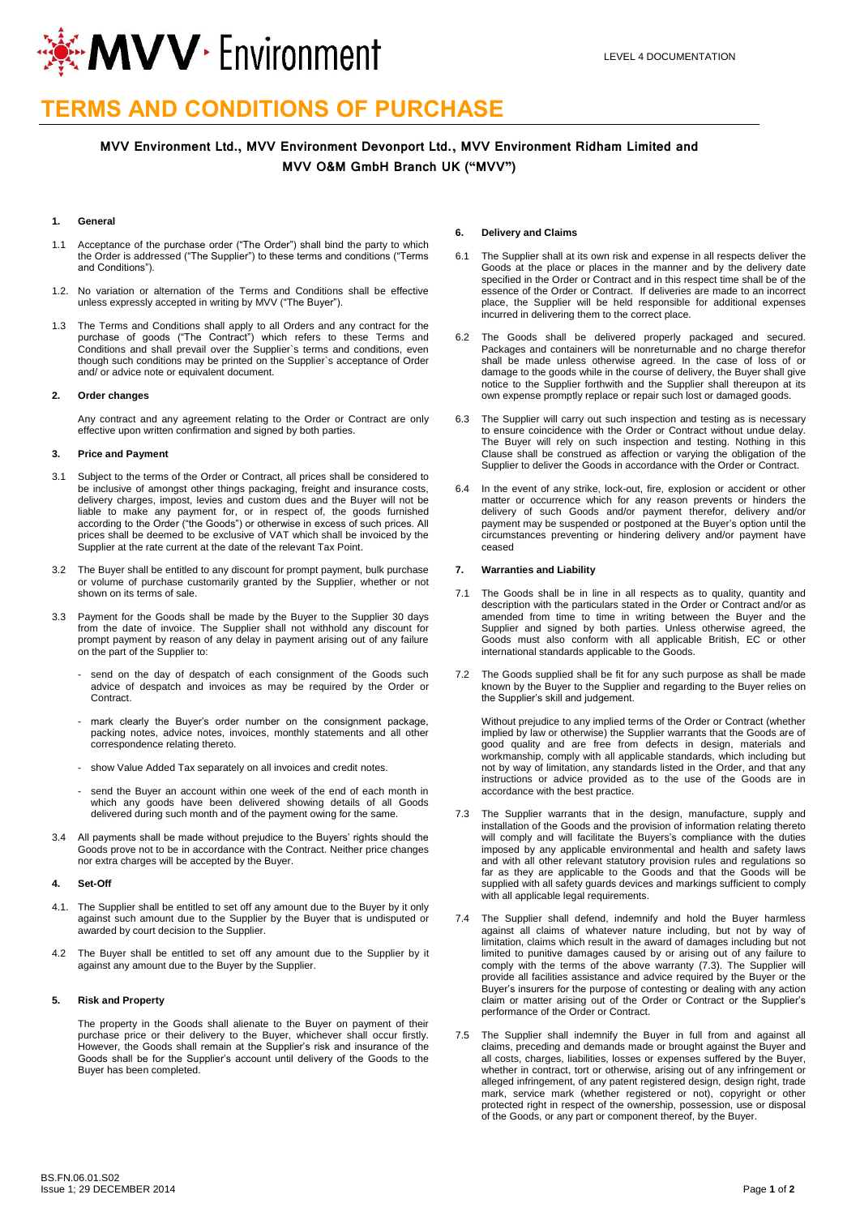# TERMS AND CONDITIONS OF PURCHASE

**MVV Environment Ltd., MVV Environment Devonport Ltd., MVV Environment Ridham Limited and MVV O&M GmbH Branch UK ("MVV")**

### 1. General

1.1 Acceptance of the purchase order ("The Order") shall bind the party to which the Order is addressed ("The Supplier") to these terms and conditions ("Terms and Conditions").

1.2. No variation or alternation of the Terms and Conditions shall be effective unless expressly accepted in writing by MVV ("The Buyer").

1.3 The Terms and Conditions shall apply to all Orders and any contract for the purchase of goods ("The Contract") which refers to these Terms and Conditions and shall prevail over the Supplier`s terms and conditions, even though such conditions may be printed on the Supplier`s acceptance of Order and/ or advice note or equivalent document.

### 2. Order changes

Any contract and any agreement relating to the Order or Contract are only effective upon written confirmation and signed by both parties.

### 3. Price and Payment

3.1 Subject to the terms of the Order or Contract, all prices shall be considered to be inclusive of amongst other things packaging, freight and insurance costs, delivery charges, impost, levies and custom dues and the Buyer will not be liable to make any payment for, or in respect of, the goods furnished according to the Order ("the Goods") or otherwise in excess of such prices. All prices shall be deemed to be exclusive of VAT which shall be invoiced by the Supplier at the rate current at the date of the relevant Tax Point.

3.2 The Buyer shall be entitled to any discount for prompt payment, bulk purchase or volume of purchase customarily granted by the Supplier, whether or not shown on its terms of sale.

3.3 Payment for the Goods shall be made by the Buyer to the Supplier 30 days from the date of invoice. The Supplier shall not withhold any discount for prompt payment by reason of any delay in payment arising out of any failure on the part of the Supplier to:

- send on the day of despatch of each consignment of the Goods such advice of despatch and invoices as may be required by the Order or Contract.
- mark clearly the Buyer's order number on the consignment package, packing notes, advice notes, invoices, monthly statements and all other correspondence relating thereto.
- show Value Added Tax separately on all invoices and credit notes.
- send the Buyer an account within one week of the end of each month in which any goods have been delivered showing details of all Goods delivered during such month and of the payment owing for the same.

3.4 All payments shall be made without prejudice to the Buyers' rights should the Goods prove not to be in accordance with the Contract. Neither price changes nor extra charges will be accepted by the Buyer.

### 4. Set-Off

4.1. The Supplier shall be entitled to set off any amount due to the Buyer by it only against such amount due to the Supplier by the Buyer that is undisputed or awarded by court decision to the Supplier.

4.2 The Buyer shall be entitled to set off any amount due to the Supplier by it against any amount due to the Buyer by the Supplier.

### 5. Risk and Property

The property in the Goods shall alienate to the Buyer on payment of their purchase price or their delivery to the Buyer, whichever shall occur firstly. However, the Goods shall remain at the Supplier's risk and insurance of the Goods shall be for the Supplier's account until delivery of the Goods to the Buyer has been completed.

### 6. Delivery and Claims

6.1 The Supplier shall at its own risk and expense in all respects deliver the Goods at the place or places in the manner and by the delivery date specified in the Order or Contract and in this respect time shall be of the essence of the Order or Contract. If deliveries are made to an incorrect place, the Supplier will be held responsible for additional expenses incurred in delivering them to the correct place.

6.2 The Goods shall be delivered properly packaged and secured. Packages and containers will be nonreturnable and no charge therefor shall be made unless otherwise agreed. In the case of loss of or damage to the goods while in the course of delivery, the Buyer shall give notice to the Supplier forthwith and the Supplier shall thereupon at its own expense promptly replace or repair such lost or damaged goods.

6.3 The Supplier will carry out such inspection and testing as is necessary to ensure coincidence with the Order or Contract without undue delay. The Buyer will rely on such inspection and testing. Nothing in this Clause shall be construed as affection or varying the obligation of the Supplier to deliver the Goods in accordance with the Order or Contract.

6.4 In the event of any strike, lock-out, fire, explosion or accident or other matter or occurrence which for any reason prevents or hinders the delivery of such Goods and/or payment therefor, delivery and/or payment may be suspended or postponed at the Buyer's option until the circumstances preventing or hindering delivery and/or payment have ceased

### 7. Warranties and Liability

7.1 The Goods shall be in line in all respects as to quality, quantity and description with the particulars stated in the Order or Contract and/or as amended from time to time in writing between the Buyer and the Supplier and signed by both parties. Unless otherwise agreed, the Goods must also conform with all applicable British, EC or other international standards applicable to the Goods.

7.2 The Goods supplied shall be fit for any such purpose as shall be made known by the Buyer to the Supplier and regarding to the Buyer relies on the Supplier's skill and judgement.

Without prejudice to any implied terms of the Order or Contract (whether implied by law or otherwise) the Supplier warrants that the Goods are of good quality and are free from defects in design, materials and workmanship, comply with all applicable standards, which including but not by way of limitation, any standards listed in the Order, and that any instructions or advice provided as to the use of the Goods are in accordance with the best practice.

7.3 The Supplier warrants that in the design, manufacture, supply and installation of the Goods and the provision of information relating thereto will comply and will facilitate the Buyers's compliance with the duties imposed by any applicable environmental and health and safety laws and with all other relevant statutory provision rules and regulations so far as they are applicable to the Goods and that the Goods will be supplied with all safety guards devices and markings sufficient to comply with all applicable legal requirements.

7.4 The Supplier shall defend, indemnify and hold the Buyer harmless against all claims of whatever nature including, but not by way of limitation, claims which result in the award of damages including but not limited to punitive damages caused by or arising out of any failure to comply with the terms of the above warranty (7.3). The Supplier will provide all facilities assistance and advice required by the Buyer or the Buyer's insurers for the purpose of contesting or dealing with any action claim or matter arising out of the Order or Contract or the Supplier's performance of the Order or Contract.

7.5 The Supplier shall indemnify the Buyer in full from and against all claims, preceding and demands made or brought against the Buyer and all costs, charges, liabilities, losses or expenses suffered by the Buyer, whether in contract, tort or otherwise, arising out of any infringement or alleged infringement, of any patent registered design, design right, trade mark, service mark (whether registered or not), copyright or other protected right in respect of the ownership, possession, use or disposal of the Goods, or any part or component thereof, by the Buyer.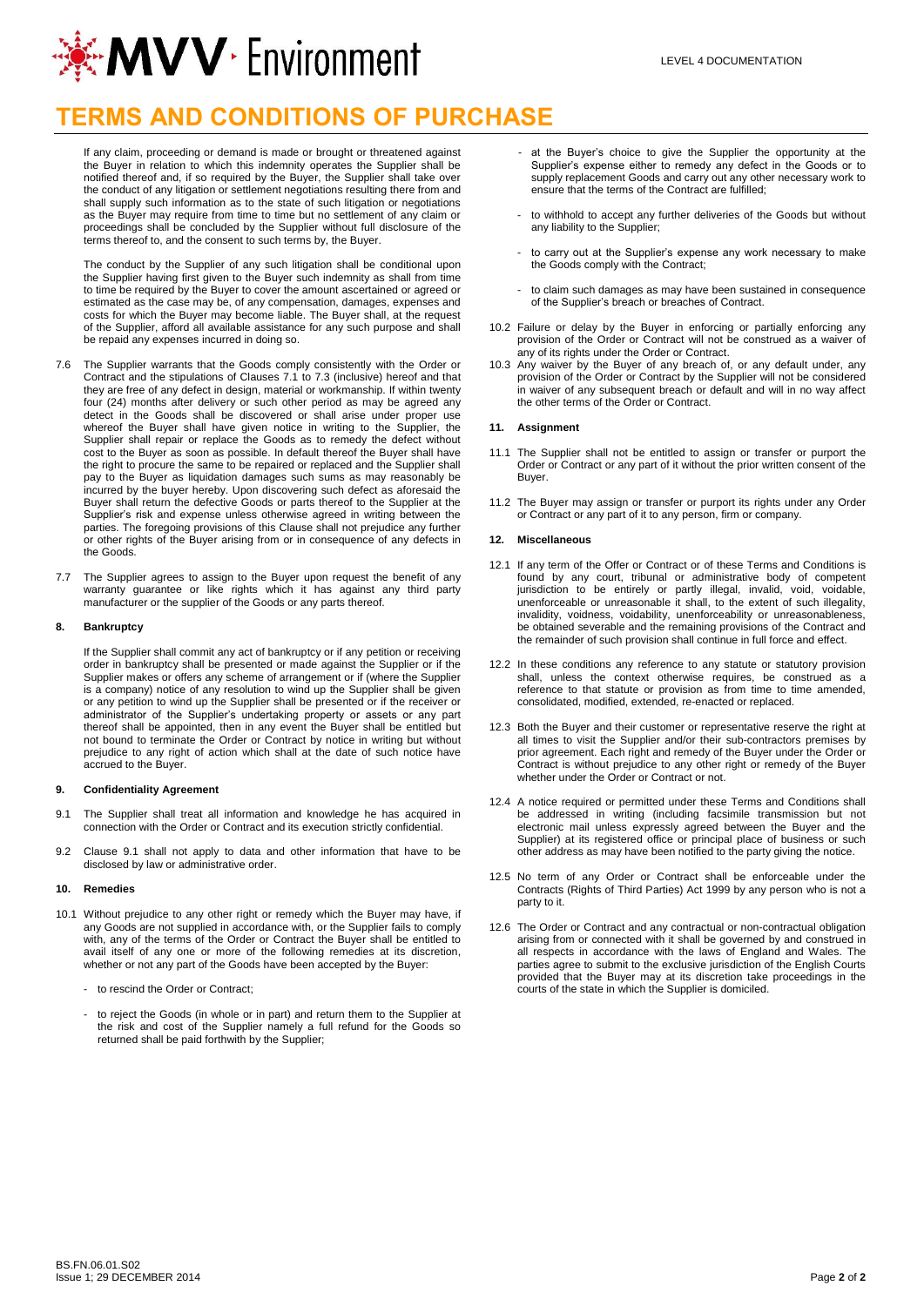# TERMS AND CONDITIONS OF PURCHASE

If any claim, proceeding or demand is made or brought or threatened against the Buyer in relation to which this indemnity operates the Supplier shall be notified thereof and, if so required by the Buyer, the Supplier shall take over the conduct of any litigation or settlement negotiations resulting there from and shall supply such information as to the state of such litigation or negotiations as the Buyer may require from time to time but no settlement of any claim or proceedings shall be concluded by the Supplier without full disclosure of the terms thereof to, and the consent to such terms by, the Buyer.

The conduct by the Supplier of any such litigation shall be conditional upon the Supplier having first given to the Buyer such indemnity as shall from time to time be required by the Buyer to cover the amount ascertained or agreed or estimated as the case may be, of any compensation, damages, expenses and costs for which the Buyer may become liable. The Buyer shall, at the request of the Supplier, afford all available assistance for any such purpose and shall be repaid any expenses incurred in doing so.

7.6 The Supplier warrants that the Goods comply consistently with the Order or Contract and the stipulations of Clauses 7.1 to 7.3 (inclusive) hereof and that they are free of any defect in design, material or workmanship. If within twenty four (24) months after delivery or such other period as may be agreed any detect in the Goods shall be discovered or shall arise under proper use whereof the Buyer shall have given notice in writing to the Supplier, the Supplier shall repair or replace the Goods as to remedy the defect without cost to the Buyer as soon as possible. In default thereof the Buyer shall have the right to procure the same to be repaired or replaced and the Supplier shall pay to the Buyer as liquidation damages such sums as may reasonably be incurred by the buyer hereby. Upon discovering such defect as aforesaid the Buyer shall return the defective Goods or parts thereof to the Supplier at the Supplier's risk and expense unless otherwise agreed in writing between the parties. The foregoing provisions of this Clause shall not prejudice any further or other rights of the Buyer arising from or in consequence of any defects in the Goods.

7.7 The Supplier agrees to assign to the Buyer upon request the benefit of any warranty guarantee or like rights which it has against any third party manufacturer or the supplier of the Goods or any parts thereof.

## 8. Bankruptcy

If the Supplier shall commit any act of bankruptcy or if any petition or receiving order in bankruptcy shall be presented or made against the Supplier or if the Supplier makes or offers any scheme of arrangement or if (where the Supplier is a company) notice of any resolution to wind up the Supplier shall be given or any petition to wind up the Supplier shall be presented or if the receiver or administrator of the Supplier's undertaking property or assets or any part thereof shall be appointed, then in any event the Buyer shall be entitled but not bound to terminate the Order or Contract by notice in writing but without prejudice to any right of action which shall at the date of such notice have accrued to the Buyer.

## 9. Confidentiality Agreement

9.1 The Supplier shall treat all information and knowledge he has acquired in connection with the Order or Contract and its execution strictly confidential.

9.2 Clause 9.1 shall not apply to data and other information that have to be disclosed by law or administrative order.

## 10. Remedies

10.1 Without prejudice to any other right or remedy which the Buyer may have, if any Goods are not supplied in accordance with, or the Supplier fails to comply with, any of the terms of the Order or Contract the Buyer shall be entitled to avail itself of any one or more of the following remedies at its discretion, whether or not any part of the Goods have been accepted by the Buyer:

- to rescind the Order or Contract;
- to reject the Goods (in whole or in part) and return them to the Supplier at the risk and cost of the Supplier namely a full refund for the Goods so returned shall be paid forthwith by the Supplier;
- at the Buyer's choice to give the Supplier the opportunity at the Supplier's expense either to remedy any defect in the Goods or to supply replacement Goods and carry out any other necessary work to ensure that the terms of the Contract are fulfilled;
- to withhold to accept any further deliveries of the Goods but without any liability to the Supplier;
- to carry out at the Supplier's expense any work necessary to make the Goods comply with the Contract;
- to claim such damages as may have been sustained in consequence of the Supplier's breach or breaches of Contract.

10.2 Failure or delay by the Buyer in enforcing or partially enforcing any provision of the Order or Contract will not be construed as a waiver of any of its rights under the Order or Contract.

10.3 Any waiver by the Buyer of any breach of, or any default under, any provision of the Order or Contract by the Supplier will not be considered in waiver of any subsequent breach or default and will in no way affect the other terms of the Order or Contract.

## 11. Assignment

11.1 The Supplier shall not be entitled to assign or transfer or purport the Order or Contract or any part of it without the prior written consent of the Buyer.

11.2 The Buyer may assign or transfer or purport its rights under any Order or Contract or any part of it to any person, firm or company.

## 12. Miscellaneous

12.1 If any term of the Offer or Contract or of these Terms and Conditions is found by any court, tribunal or administrative body of competent jurisdiction to be entirely or partly illegal, invalid, void, voidable, unenforceable or unreasonable it shall, to the extent of such illegality, invalidity, voidness, voidability, unenforceability or unreasonableness, be obtained severable and the remaining provisions of the Contract and the remainder of such provision shall continue in full force and effect.

12.2 In these conditions any reference to any statute or statutory provision shall, unless the context otherwise requires, be construed as a reference to that statute or provision as from time to time amended, consolidated, modified, extended, re-enacted or replaced.

12.3 Both the Buyer and their customer or representative reserve the right at all times to visit the Supplier and/or their sub-contractors premises by prior agreement. Each right and remedy of the Buyer under the Order or Contract is without prejudice to any other right or remedy of the Buyer whether under the Order or Contract or not.

12.4 A notice required or permitted under these Terms and Conditions shall be addressed in writing (including facsimile transmission but not electronic mail unless expressly agreed between the Buyer and the Supplier) at its registered office or principal place of business or such other address as may have been notified to the party giving the notice.

12.5 No term of any Order or Contract shall be enforceable under the Contracts (Rights of Third Parties) Act 1999 by any person who is not a party to it.

12.6 The Order or Contract and any contractual or non-contractual obligation arising from or connected with it shall be governed by and construed in all respects in accordance with the laws of England and Wales. The parties agree to submit to the exclusive jurisdiction of the English Courts provided that the Buyer may at its discretion take proceedings in the courts of the state in which the Supplier is domiciled.